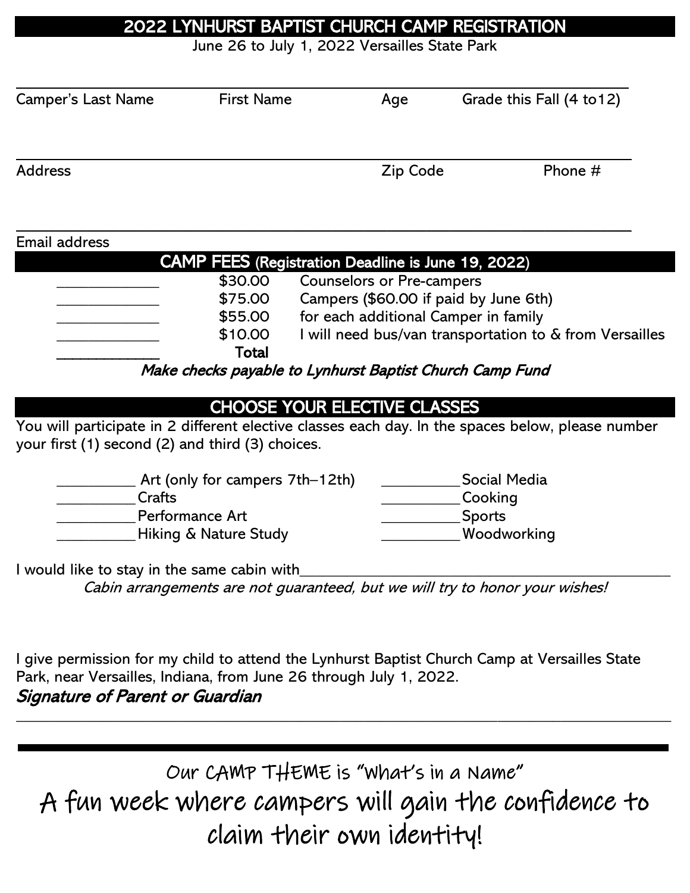# 2022 LYNHURST BAPTIST CHURCH CAMP REGISTRATION

June 26 to July 1, 2022 Versailles State Park

_______________________________________________________________________________

Camper's Last Name        First Name        Age        Grade this Fall (4 to12)

_______________________________________________________________________________

Address        Zip Code        Phone #

_______________________________________________________________________________

Email address

## CAMP FEES (Registration Deadline is June 19, 2022)

| | | |
|---|---|---|
| ____________ | $30.00 | Counselors or Pre-campers |
| ____________ | $75.00 | Campers ($60.00 if paid by June 6th) |
| ____________ | $55.00 | for each additional Camper in family |
| ____________ | $10.00 | I will need bus/van transportation to & from Versailles |
| ____________ | **Total** | |

***Make checks payable to Lynhurst Baptist Church Camp Fund***

## CHOOSE YOUR ELECTIVE CLASSES

You will participate in 2 different elective classes each day. In the spaces below, please number your first (1) second (2) and third (3) choices.

__________ Art (only for campers 7th–12th)
__________ Crafts
__________ Performance Art
__________ Hiking & Nature Study
__________ Social Media
__________ Cooking
__________ Sports
__________ Woodworking

I would like to stay in the same cabin with______________________________________________

*Cabin arrangements are not guaranteed, but we will try to honor your wishes!*

I give permission for my child to attend the Lynhurst Baptist Church Camp at Versailles State Park, near Versailles, Indiana, from June 26 through July 1, 2022.

***Signature of Parent or Guardian***

_______________________________________________________________________________

---

Our CAMP THEME is "What's in a Name"

A fun week where campers will gain the confidence to claim their own identity!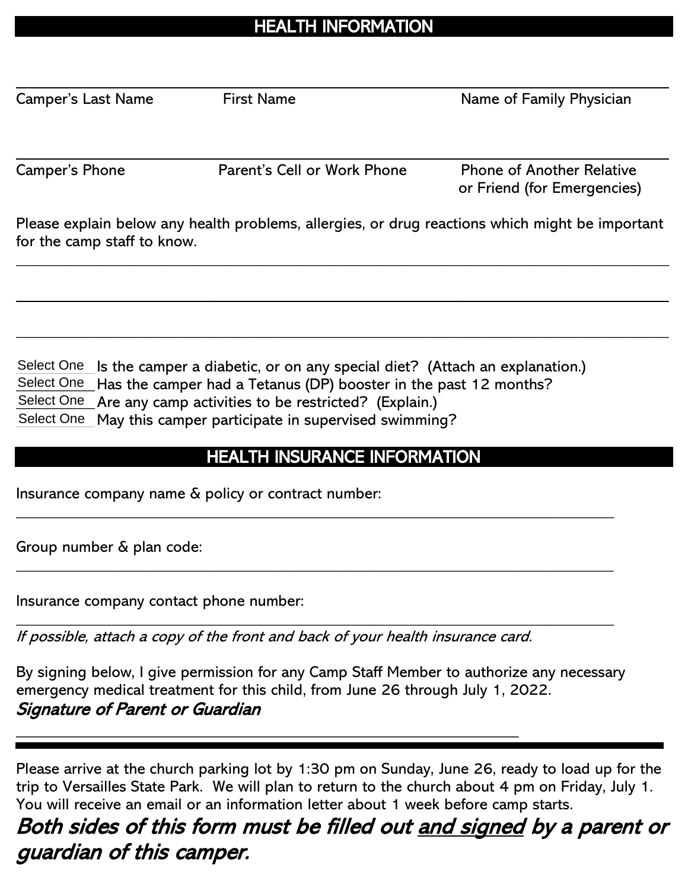## HEALTH INFORMATION

Camper's Last Name | First Name | Name of Family Physician

Camper's Phone | Parent's Cell or Work Phone | Phone of Another Relative or Friend (for Emergencies)

Please explain below any health problems, allergies, or drug reactions which might be important for the camp staff to know.

______________________________________________________________________________

______________________________________________________________________________

______________________________________________________________________________

Select One Is the camper a diabetic, or on any special diet? (Attach an explanation.)
Select One Has the camper had a Tetanus (DP) booster in the past 12 months?
Select One Are any camp activities to be restricted? (Explain.)
Select One May this camper participate in supervised swimming?

## HEALTH INSURANCE INFORMATION

Insurance company name & policy or contract number:

______________________________________________________________________________

Group number & plan code:

______________________________________________________________________________

Insurance company contact phone number:

______________________________________________________________________________

*If possible, attach a copy of the front and back of your health insurance card.*

By signing below, I give permission for any Camp Staff Member to authorize any necessary emergency medical treatment for this child, from June 26 through July 1, 2022.

***Signature of Parent or Guardian***

______________________________________________________________________________

Please arrive at the church parking lot by 1:30 pm on Sunday, June 26, ready to load up for the trip to Versailles State Park. We will plan to return to the church about 4 pm on Friday, July 1. You will receive an email or an information letter about 1 week before camp starts.

***Both sides of this form must be filled out <u>and signed</u> by a parent or guardian of this camper.***